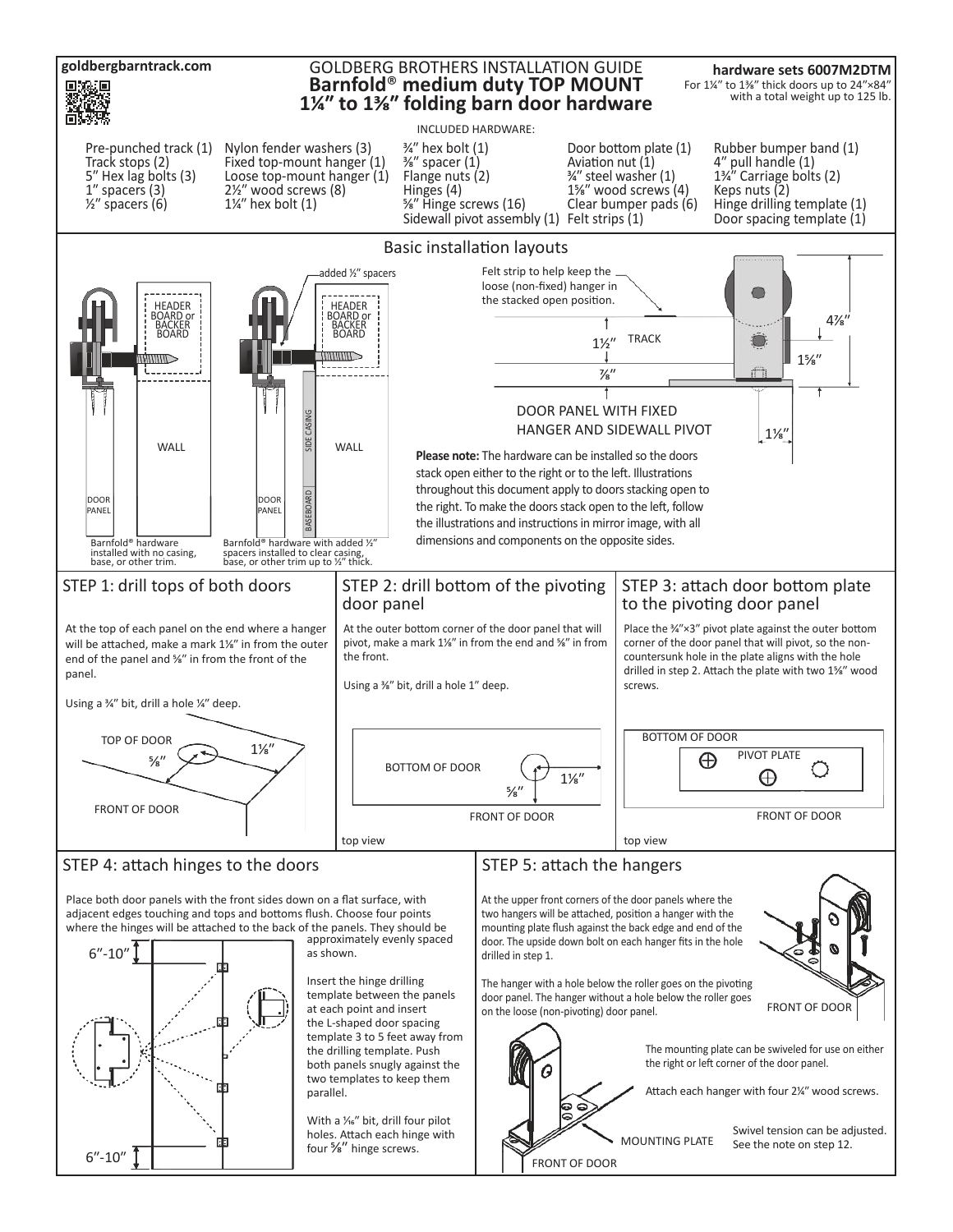goldbergbarntrack.com

# GOLDBERG BROTHERS INSTALLATION GUIDE
# Barnfold® medium duty TOP MOUNT 1¼″ to 1⅜″ folding barn door hardware

**hardware sets 6007M2DTM**
For 1¼″ to 1⅜″ thick doors up to 24″×84″ with a total weight up to 125 lb.

INCLUDED HARDWARE:

- Pre-punched track (1)
- Track stops (2)
- 5″ Hex lag bolts (3)
- 1″ spacers (3)
- ½″ spacers (6)
- Nylon fender washers (3)
- Fixed top-mount hanger (1)
- Loose top-mount hanger (1)
- 2½″ wood screws (8)
- 1¼″ hex bolt (1)
- ¾″ hex bolt (1)
- ⅜″ spacer (1)
- Flange nuts (2)
- Hinges (4)
- ⅝″ Hinge screws (16)
- Sidewall pivot assembly (1)
- Door bottom plate (1)
- Aviation nut (1)
- ¾″ steel washer (1)
- 1⅝″ wood screws (4)
- Clear bumper pads (6)
- Felt strips (1)
- Rubber bumper band (1)
- 4″ pull handle (1)
- 1¾″ Carriage bolts (2)
- Keps nuts (2)
- Hinge drilling template (1)
- Door spacing template (1)

## Basic installation layouts

HEADER BOARD or BACKER BOARD — WALL — DOOR PANEL

Barnfold® hardware installed with no casing, base, or other trim.

added ½″ spacers — HEADER BOARD or BACKER BOARD — SIDE CASING — WALL — BASEBOARD — DOOR PANEL

Barnfold® hardware with added ½″ spacers installed to clear casing, base, or other trim up to ½″ thick.

Felt strip to help keep the loose (non-fixed) hanger in the stacked open position.

TRACK — 1½″ — ⅞″ — 4⅞″ — 1⅝″ — 1⅛″

DOOR PANEL WITH FIXED HANGER AND SIDEWALL PIVOT

**Please note:** The hardware can be installed so the doors stack open either to the right or to the left. Illustrations throughout this document apply to doors stacking open to the right. To make the doors stack open to the left, follow the illustrations and instructions in mirror image, with all dimensions and components on the opposite sides.

## STEP 1: drill tops of both doors

At the top of each panel on the end where a hanger will be attached, make a mark 1⅛″ in from the outer end of the panel and ⅝″ in from the front of the panel.

Using a ¾″ bit, drill a hole ¼″ deep.

TOP OF DOOR — ⅝″ — 1⅛″ — FRONT OF DOOR

## STEP 2: drill bottom of the pivoting door panel

At the outer bottom corner of the door panel that will pivot, make a mark 1⅛″ in from the end and ⅝″ in from the front.

Using a ⅜″ bit, drill a hole 1″ deep.

BOTTOM OF DOOR — ⅝″ — 1⅛″ — FRONT OF DOOR

top view

## STEP 3: attach door bottom plate to the pivoting door panel

Place the ¾″×3″ pivot plate against the outer bottom corner of the door panel that will pivot, so the non-countersunk hole in the plate aligns with the hole drilled in step 2. Attach the plate with two 1⅝″ wood screws.

BOTTOM OF DOOR — PIVOT PLATE — FRONT OF DOOR

top view

## STEP 4: attach hinges to the doors

Place both door panels with the front sides down on a flat surface, with adjacent edges touching and tops and bottoms flush. Choose four points where the hinges will be attached to the back of the panels. They should be approximately evenly spaced as shown.

6″-10″

Insert the hinge drilling template between the panels at each point and insert the L-shaped door spacing template 3 to 5 feet away from the drilling template. Push both panels snugly against the two templates to keep them parallel.

With a ¹⁄₁₆″ bit, drill four pilot holes. Attach each hinge with four ⅝″ hinge screws.

6″-10″

## STEP 5: attach the hangers

At the upper front corners of the door panels where the two hangers will be attached, position a hanger with the mounting plate flush against the back edge and end of the door. The upside down bolt on each hanger fits in the hole drilled in step 1.

The hanger with a hole below the roller goes on the pivoting door panel. The hanger without a hole below the roller goes on the loose (non-pivoting) door panel.

FRONT OF DOOR

The mounting plate can be swiveled for use on either the right or left corner of the door panel.

Attach each hanger with four 2¼″ wood screws.

MOUNTING PLATE — FRONT OF DOOR

Swivel tension can be adjusted. See the note on step 12.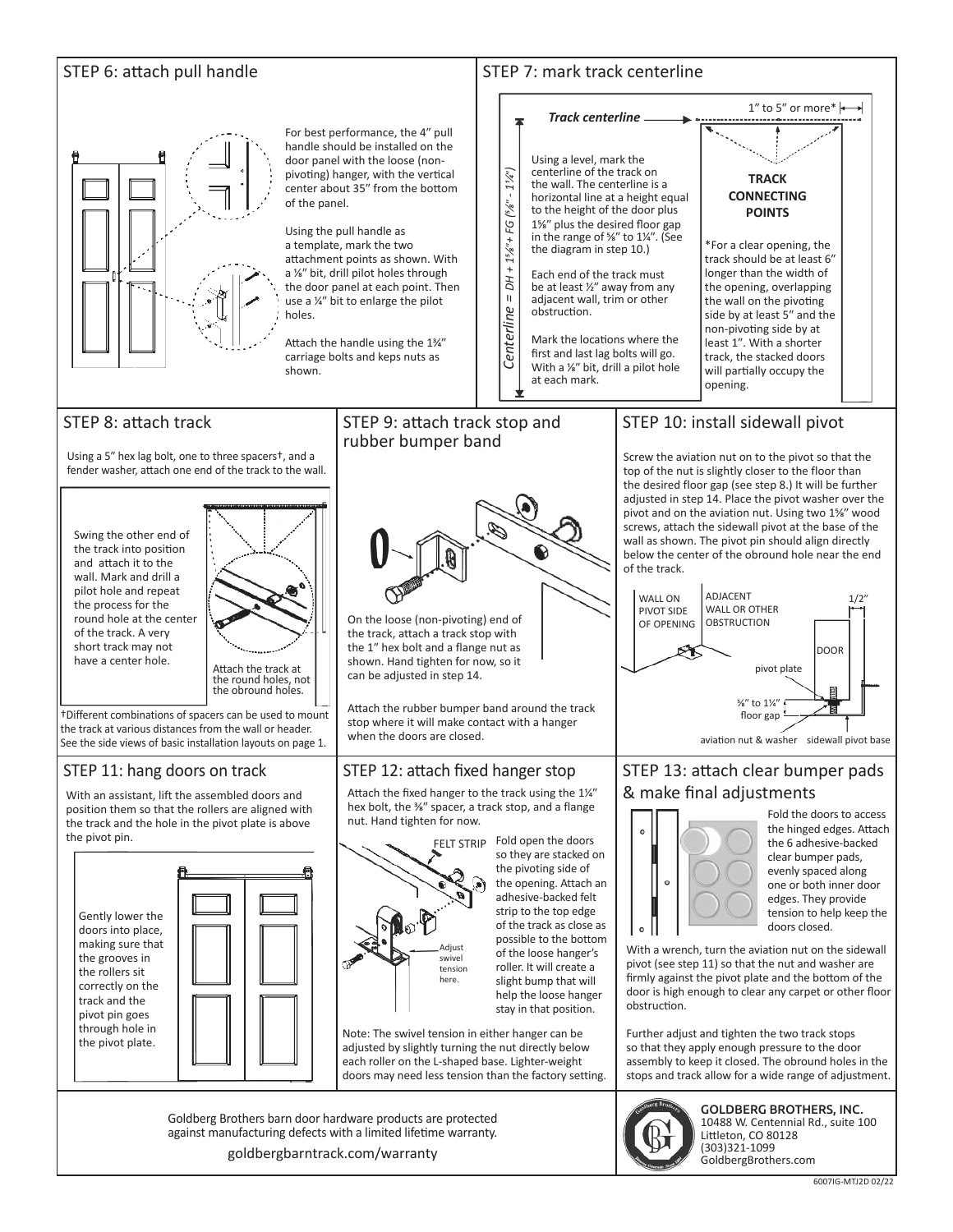## STEP 6: attach pull handle

For best performance, the 4″ pull handle should be installed on the door panel with the loose (non-pivoting) hanger, with the vertical center about 35″ from the bottom of the panel.

Using the pull handle as a template, mark the two attachment points as shown. With a ⅛″ bit, drill pilot holes through the door panel at each point. Then use a ¼″ bit to enlarge the pilot holes.

Attach the handle using the 1¾″ carriage bolts and keps nuts as shown.

## STEP 7: mark track centerline

*Track centerline*

1″ to 5″ or more*

*Centerline = DH + 1⅝″ + FG (⅝″ - 1¼″)*

Using a level, mark the centerline of the track on the wall. The centerline is a horizontal line at a height equal to the height of the door plus 1⅝″ plus the desired floor gap in the range of ⅝″ to 1¼″. (See the diagram in step 10.)

Each end of the track must be at least ½″ away from any adjacent wall, trim or other obstruction.

Mark the locations where the first and last lag bolts will go. With a ⅛″ bit, drill a pilot hole at each mark.

**TRACK CONNECTING POINTS**

*For a clear opening, the track should be at least 6″ longer than the width of the opening, overlapping the wall on the pivoting side by at least 5″ and the non-pivoting side by at least 1″. With a shorter track, the stacked doors will partially occupy the opening.

## STEP 8: attach track

Using a 5″ hex lag bolt, one to three spacers†, and a fender washer, attach one end of the track to the wall.

Swing the other end of the track into position and attach it to the wall. Mark and drill a pilot hole and repeat the process for the round hole at the center of the track. A very short track may not have a center hole.

Attach the track at the round holes, not the obround holes.

†Different combinations of spacers can be used to mount the track at various distances from the wall or header. See the side views of basic installation layouts on page 1.

## STEP 9: attach track stop and rubber bumper band

On the loose (non-pivoting) end of the track, attach a track stop with the 1″ hex bolt and a flange nut as shown. Hand tighten for now, so it can be adjusted in step 14.

Attach the rubber bumper band around the track stop where it will make contact with a hanger when the doors are closed.

## STEP 10: install sidewall pivot

Screw the aviation nut on to the pivot so that the top of the nut is slightly closer to the floor than the desired floor gap (see step 8.) It will be further adjusted in step 14. Place the pivot washer over the pivot and on the aviation nut. Using two 1⅝″ wood screws, attach the sidewall pivot at the base of the wall as shown. The pivot pin should align directly below the center of the obround hole near the end of the track.

WALL ON PIVOT SIDE OF OPENING

ADJACENT WALL OR OTHER OBSTRUCTION

1/2″

DOOR

pivot plate

⅝″ to 1¼″ floor gap

aviation nut & washer

sidewall pivot base

## STEP 11: hang doors on track

With an assistant, lift the assembled doors and position them so that the rollers are aligned with the track and the hole in the pivot plate is above the pivot pin.

Gently lower the doors into place, making sure that the grooves in the rollers sit correctly on the track and the pivot pin goes through hole in the pivot plate.

## STEP 12: attach fixed hanger stop

Attach the fixed hanger to the track using the 1½″ hex bolt, the ⅜″ spacer, a track stop, and a flange nut. Hand tighten for now.

FELT STRIP

Fold open the doors so they are stacked on the pivoting side of the opening. Attach an adhesive-backed felt strip to the top edge of the track as close as possible to the bottom of the loose hanger's roller. It will create a slight bump that will help the loose hanger stay in that position.

Adjust swivel tension here.

Note: The swivel tension in either hanger can be adjusted by slightly turning the nut directly below each roller on the L-shaped base. Lighter-weight doors may need less tension than the factory setting.

## STEP 13: attach clear bumper pads & make final adjustments

Fold the doors to access the hinged edges. Attach the 6 adhesive-backed clear bumper pads, evenly spaced along one or both inner door edges. They provide tension to help keep the doors closed.

With a wrench, turn the aviation nut on the sidewall pivot (see step 11) so that the nut and washer are firmly against the pivot plate and the bottom of the door is high enough to clear any carpet or other floor obstruction.

Further adjust and tighten the two track stops so that they apply enough pressure to the door assembly to keep it closed. The obround holes in the stops and track allow for a wide range of adjustment.

Goldberg Brothers barn door hardware products are protected against manufacturing defects with a limited lifetime warranty.

goldbergbarntrack.com/warranty

**GOLDBERG BROTHERS, INC.**
10488 W. Centennial Rd., suite 100
Littleton, CO 80128
(303)321-1099
GoldbergBrothers.com

6007IG-MTJ2D 02/22